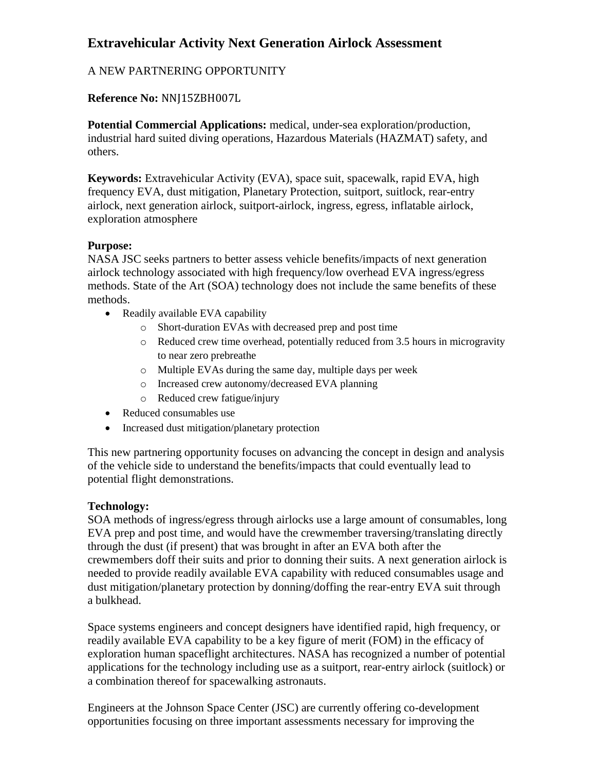# Extravehicular Activity Next Generation Airlock Assessment

A NEW PARTNERING OPPORTUNITY

**Reference No:** NNJ15ZBH007L

**Potential Commercial Applications:** medical, under-sea exploration/production, industrial hard suited diving operations, Hazardous Materials (HAZMAT) safety, and others.

**Keywords:** Extravehicular Activity (EVA), space suit, spacewalk, rapid EVA, high frequency EVA, dust mitigation, Planetary Protection, suitport, suitlock, rear-entry airlock, next generation airlock, suitport-airlock, ingress, egress, inflatable airlock, exploration atmosphere

**Purpose:**
NASA JSC seeks partners to better assess vehicle benefits/impacts of next generation airlock technology associated with high frequency/low overhead EVA ingress/egress methods. State of the Art (SOA) technology does not include the same benefits of these methods.

- Readily available EVA capability
  - Short-duration EVAs with decreased prep and post time
  - Reduced crew time overhead, potentially reduced from 3.5 hours in microgravity to near zero prebreathe
  - Multiple EVAs during the same day, multiple days per week
  - Increased crew autonomy/decreased EVA planning
  - Reduced crew fatigue/injury
- Reduced consumables use
- Increased dust mitigation/planetary protection

This new partnering opportunity focuses on advancing the concept in design and analysis of the vehicle side to understand the benefits/impacts that could eventually lead to potential flight demonstrations.

**Technology:**
SOA methods of ingress/egress through airlocks use a large amount of consumables, long EVA prep and post time, and would have the crewmember traversing/translating directly through the dust (if present) that was brought in after an EVA both after the crewmembers doff their suits and prior to donning their suits. A next generation airlock is needed to provide readily available EVA capability with reduced consumables usage and dust mitigation/planetary protection by donning/doffing the rear-entry EVA suit through a bulkhead.

Space systems engineers and concept designers have identified rapid, high frequency, or readily available EVA capability to be a key figure of merit (FOM) in the efficacy of exploration human spaceflight architectures. NASA has recognized a number of potential applications for the technology including use as a suitport, rear-entry airlock (suitlock) or a combination thereof for spacewalking astronauts.

Engineers at the Johnson Space Center (JSC) are currently offering co-development opportunities focusing on three important assessments necessary for improving the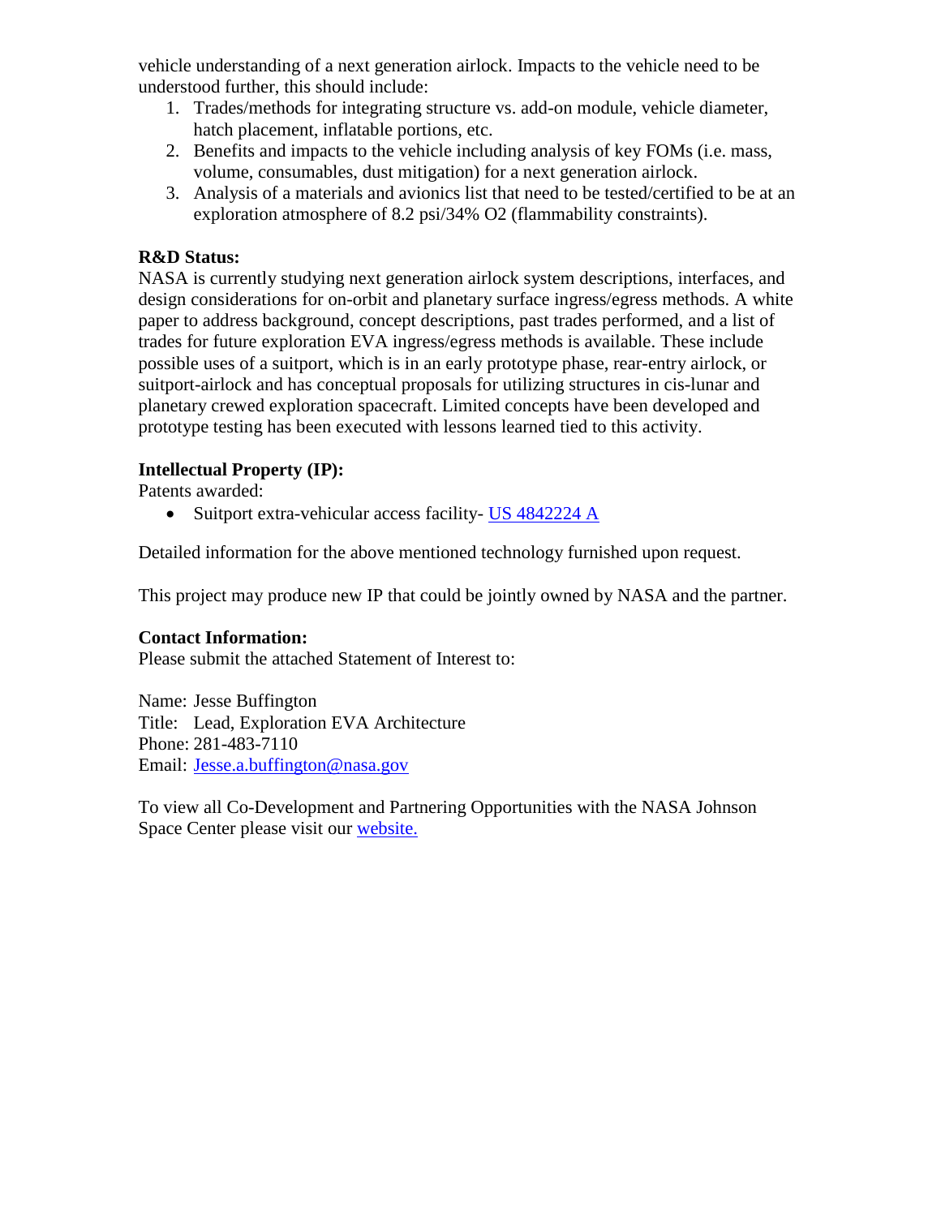vehicle understanding of a next generation airlock. Impacts to the vehicle need to be understood further, this should include:

1. Trades/methods for integrating structure vs. add-on module, vehicle diameter, hatch placement, inflatable portions, etc.
2. Benefits and impacts to the vehicle including analysis of key FOMs (i.e. mass, volume, consumables, dust mitigation) for a next generation airlock.
3. Analysis of a materials and avionics list that need to be tested/certified to be at an exploration atmosphere of 8.2 psi/34% $O_2$ (flammability constraints).

**R&D Status:**
NASA is currently studying next generation airlock system descriptions, interfaces, and design considerations for on-orbit and planetary surface ingress/egress methods. A white paper to address background, concept descriptions, past trades performed, and a list of trades for future exploration EVA ingress/egress methods is available. These include possible uses of a suitport, which is in an early prototype phase, rear-entry airlock, or suitport-airlock and has conceptual proposals for utilizing structures in cis-lunar and planetary crewed exploration spacecraft. Limited concepts have been developed and prototype testing has been executed with lessons learned tied to this activity.

**Intellectual Property (IP):**
Patents awarded:

- Suitport extra-vehicular access facility- [US 4842224 A]()

Detailed information for the above mentioned technology furnished upon request.

This project may produce new IP that could be jointly owned by NASA and the partner.

**Contact Information:**
Please submit the attached Statement of Interest to:

Name: Jesse Buffington
Title: Lead, Exploration EVA Architecture
Phone: 281-483-7110
Email: [Jesse.a.buffington@nasa.gov](mailto:Jesse.a.buffington@nasa.gov)

To view all Co-Development and Partnering Opportunities with the NASA Johnson Space Center please visit our [website.]()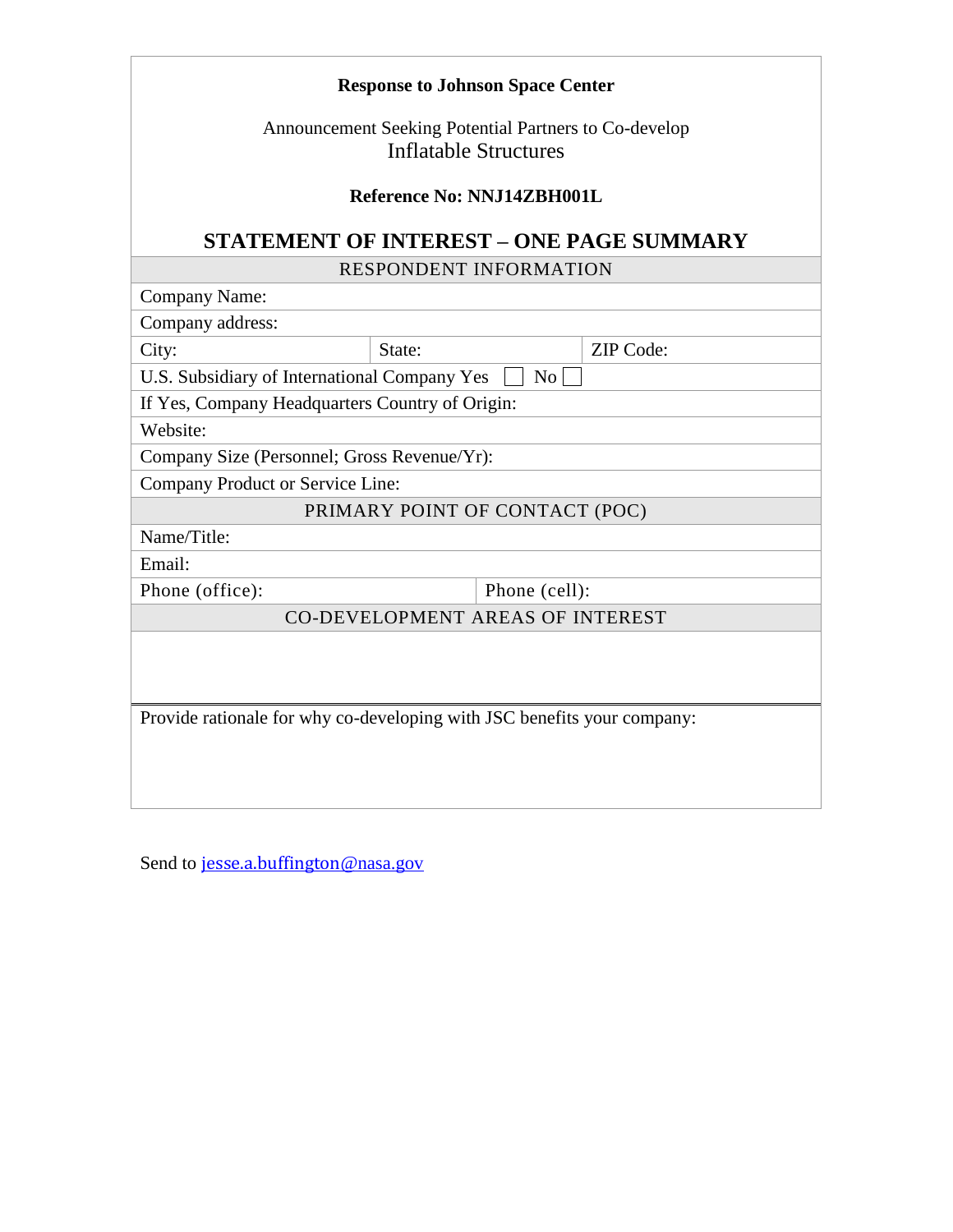**Response to Johnson Space Center**

Announcement Seeking Potential Partners to Co-develop
Inflatable Structures

**Reference No: NNJ14ZBH001L**

## STATEMENT OF INTEREST – ONE PAGE SUMMARY

| RESPONDENT INFORMATION | | |
|---|---|---|
| Company Name: | | |
| Company address: | | |
| City: | State: | ZIP Code: |
| U.S. Subsidiary of International Company Yes ☐ No ☐ | | |
| If Yes, Company Headquarters Country of Origin: | | |
| Website: | | |
| Company Size (Personnel; Gross Revenue/Yr): | | |
| Company Product or Service Line: | | |
| PRIMARY POINT OF CONTACT (POC) | | |
| Name/Title: | | |
| Email: | | |
| Phone (office): | Phone (cell): | |
| CO-DEVELOPMENT AREAS OF INTEREST | | |
| | | |
| Provide rationale for why co-developing with JSC benefits your company: | | |

Send to jesse.a.buffington@nasa.gov